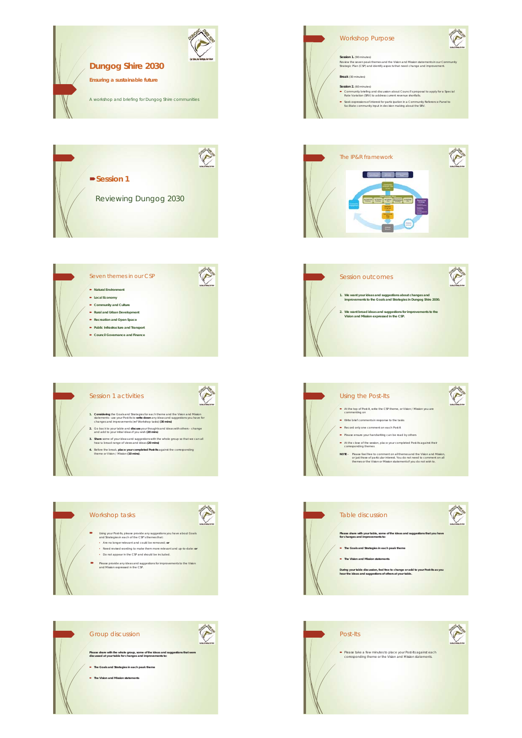# Dungog Shire 2030

**Ensuring a sustainable future**

A workshop and briefing for Dungog Shire communities

## Workshop Purpose

**Session 1.** (90 minutes)
Review the seven peak themes and the Vision and Mission statements in our Community Strategic Plan (CSP) and identify aspects that need change and improvement.

**Break** (30 minutes)

**Session 2.** (60 minutes)

- Community briefing and discussion about Council's proposal to apply for a Special Rate Variation (SRV) to address current revenue shortfalls.
- Seek expressions of interest for participation in a Community Reference Panel to facilitate community input in decision making about the SRV.

## Session 1

Reviewing Dungog 2030

## The IP&R framework

## Seven themes in our CSP

- **Natural Environment**
- **Local Economy**
- **Community and Culture**
- **Rural and Urban Development**
- **Recreation and Open Space**
- **Public Infrastructure and Transport**
- **Council Governance and Finance**

## Session outcomes

1. **We want your ideas and suggestions about changes and improvements to the Goals and Strategies in Dungog Shire 2030.**
2. **We want broad ideas and suggestions for improvements to the Vision and Mission expressed in the CSP.**

## Session 1 activities

1. **Considering** the Goals and Strategies for each theme and the Vision and Mission statements - use your Post-Its to **write down** any ideas and suggestions you have for changes and improvements (ref Workshop tasks) **(30 mins)**
2. Go back to your table and **discuss** your thoughts and ideas with others – change and add to your initial ideas if you wish **(20 mins)**
3. **Share** some of your ideas and suggestions with the whole group so that we can all hear a broad range of views and ideas **(20 mins)**
4. Before the break, **place your completed Post-Its** against the corresponding theme or Vision / Mission **(10 mins)**.

## Using the Post-Its

- At the top of Post-it, write the CSP theme, or Vision / Mission you are commenting on
- Write brief comments in response to the tasks
- Record only one comment on each Post-it
- Please ensure your handwriting can be read by others
- At the close of the session, place your completed Post-Its against their corresponding themes

**NOTE** - Please feel free to comment on all themes and the Vision and Mission, or just those of particular interest. You do not need to comment on all themes or the Vision or Mission statements if you do not wish to.

## Workshop tasks

- Using your Post-Its, please provide any suggestions you have about Goals and Strategies in each of the CSP's themes that:
  - Are no longer relevant and could be removed; **or**
  - Need revised wording to make them more relevant and up-to-date; **or**
  - Do not appear in the CSP and should be included.
- Please provide any ideas and suggestions for improvements to the Vision and Mission expressed in the CSP.

## Table discussion

**Please share with your table, some of the ideas and suggestions that you have for changes and improvements to:**

- **The Goals and Strategies in each peak theme**
- **The Vision and Mission statements**

**During your table discussion, feel free to change or add to your Post-Its as you hear the ideas and suggestions of others at your table.**

## Group discussion

**Please share with the whole group, some of the ideas and suggestions that were discussed at your table for changes and improvements to:**

- **The Goals and Strategies in each peak theme**
- **The Vision and Mission statements**

## Post-Its

- Please take a few minutes to place your Post-Its against each corresponding theme or the Vision and Mission statements.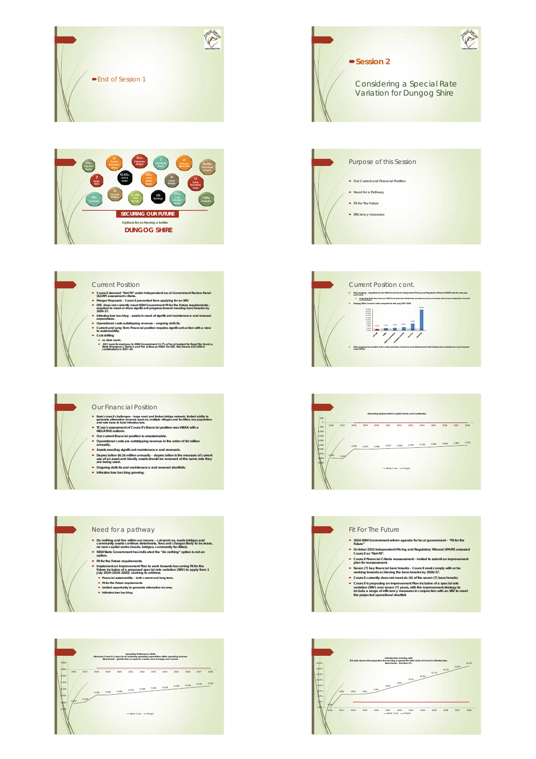End of Session 1

## Session 2

Considering a Special Rate Variation for Dungog Shire

SECURING OUR FUTURE

Options for achieving a better

DUNGOG SHIRE

124km Regional Roads · 24 Passive Recreation Areas · 35.5m Pedestrian Bridges · 2 Swimming Pools · 14 Self-Care Aged Units · 26,550m Rural Road Culverts · 7 Public Halls · 42,431m Kerb & Gutter · 326km Local Sealed Roads · 34 Timber Bridges · 14 Active Recreation Areas · 91 Concrete Bridges · 785m Cycleways · 11,148m Traffic Barriers · 130 Buildings · 275km Local Unsealed Roads · 7,595m Footpaths

## Purpose of this Session

- Our Current and Financial Position
- Need for a Pathway
- Fit For The Future
- Efficiency measures

## Current Position

- Council deemed "Not Fit" under Independent Local Government Review Panel (ILGRP) assessment criteria.
- Merger Proposals – Council prevented from applying for an SRV
- DSC does not currently meet NSW Government Fit for the Future requirements – required to meet or show significant progress toward meeting benchmarks by 2026-27.
- Infrastructure backlog - assets in need of significant maintenance and renewal expenditure.
- Operational costs outstripping revenue – ongoing deficits.
- Current and Long Term financial position requires significant action with a view to sustainability.
- Cost shifting
  - no state roads.
  - All Councils must pay to NSW Government 11.7% of local budget for Rural Fire Service, State Emergency Service and Fire & Rescue NSW. For DSC this means $337,000 in contributions in 2017-18.

## Current Position cont.

- Rate pegging - regulated by the NSW Government, Independent Pricing and Regulatory Tribunal (IPART) sets the rate peg each year
  - restricting Councils revenue, NSW Government has limited the amount councils can increase rate income irrespective of actual cost increases.
- Dungog Shire Council costs compared to rate peg 2017-2018
- Rate pegging has resulted in the under provision of services and deferment of vital infrastructure maintenance and renewal expenditure.

## Our Financial Position

- Rural council challenges - large road and timber bridge network, limited ability to generate alternative revenue sources, multiple villages and facilities, low population and rate base to fund infrastructure.
- TCorp's assessment of Council's financial position was WEAK with a NEGATIVE outlook.
- Our current financial position is unsustainable.
- Operational costs are outstripping revenue in the order of $4 million annually.
- Assets needing significant maintenance and renewals.
- Depreciation $6.16 million annually - depreciation is the measure of current use of an asset and ideally assets should be renewed at the same rate they are being used.
- Ongoing deficits and maintenance and renewal shortfalls.
- Infrastructure backlog growing.

Operating Surplus before Capital Grants and Contribution

## Need for a pathway

- Do nothing and live within our means – cut services, roads bridges and community assets continue deteriorate, fees and charges likely to increase, no new capital works (roads, bridges, community facilities).
- NSW State Government has indicated the "do nothing" option is not an option.
- Fit for the Future requirements.
- Implement an Improvement Plan to work towards becoming Fit for the Future inclusive of a proposed special rate variation (SRV) to apply from 1 July 2019 (2019-2020). Looking to address
  - Financial sustainability - both current and long term.
  - Fit for the Future requirements
  - Limited opportunity to generate alternative income.
  - Infrastructure backlog.

## Fit For The Future

- 2014 NSW Government reform agenda for local government - "Fit for the Future"
- October 2015 Independent Pricing and Regulatory Tribunal (IPART) assessed Council as "Not Fit".
- Council Financial Criteria reassessment - invited to submit an improvement plan for reassessment.
- Seven (7) key financial benchmarks - Council must comply with or be working towards achieving the benchmarks by 2026/27.
- Council currently does not meet six (6) of the seven (7) benchmarks
- Council is proposing an Improvement Plan inclusive of a special rate variation (SRV) over seven (7) years, with the improvement strategy to include a range of efficiency measures in conjunction with an SRV to meet the projected operational shortfall.

Operating Performance Ratio
Measures Council's capacity of containing operating expenditure within operating revenue.
Benchmark - greater than or equal to a break even average over 3 years.

Infrastructure backlog ratio
This ratio shows what proportion the backlog is against the total value of Council's infrastructure.
Benchmark - less than 2%.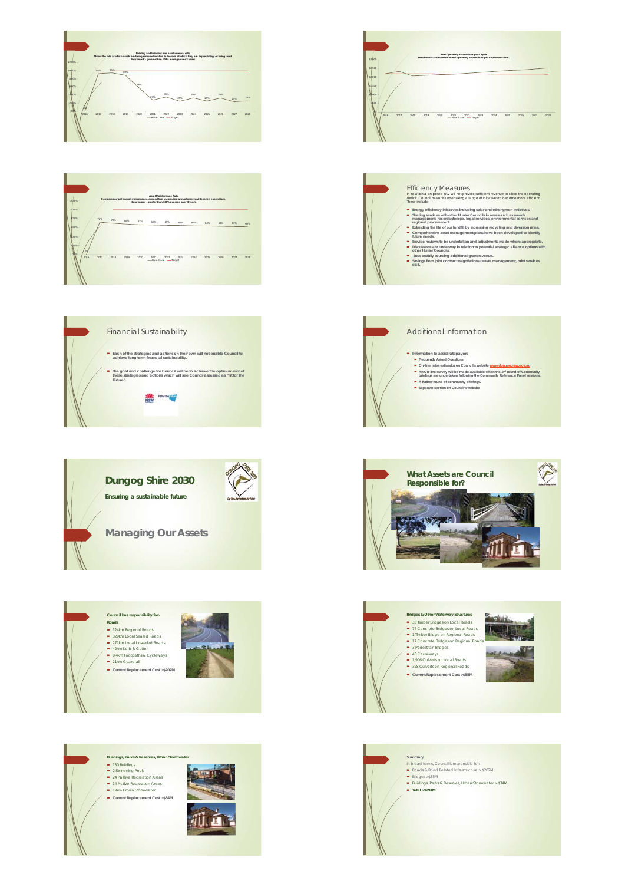**Building and Infrastructure asset renewal ratio**
Shows the rate at which assets are being renewed relative to the rate at which they are depreciating, or being used.
Benchmark – greater than 100% average over 3 years.

**Real Operating Expenditure per Capita**
Benchmark – a decrease in real operating expenditure per capita over time.

**Asset Maintenance Ratio**
Compares actual annual maintenance expenditure vs. required annual asset maintenance expenditure.
Benchmark – greater than 100% average over 3 years.

## Efficiency Measures

In isolation a proposed SRV will not provide sufficient revenue to close the operating deficit. Council has or is undertaking a range of initiatives to become more efficient. These include:

- Energy efficiency initiatives including solar and other green initiatives.
- Sharing services with other Hunter Councils in areas such as weeds management, records storage, legal services, environmental services and regional procurement.
- Extending the life of our landfill by increasing recycling and diversion rates.
- Comprehensive asset management plans have been developed to identify future needs.
- Service reviews to be undertaken and adjustments made where appropriate.
- Discussions are underway in relation to potential strategic alliance options with other Hunter Councils.
- Successfully sourcing additional grant revenue.
- Savings from joint contract negotiations (waste management, print services etc).

## Financial Sustainability

- Each of the strategies and actions on their own will not enable Council to achieve long term financial sustainability.
- The goal and challenge for Council will be to achieve the optimum mix of these strategies and actions which will see Council assessed as "Fit for the Future".

## Additional information

- Information to assist ratepayers
  - Frequently Asked Questions
  - On-line rates estimator on Council's website www.dungog.nsw.gov.au
  - An On-line survey will be made available when the 2nd round of Community briefings are undertaken following the Community Reference Panel sessions.
  - A further round of community briefings.
  - Separate section on Council's website

# Dungog Shire 2030

**Ensuring a sustainable future**

## Managing Our Assets

## What Assets are Council Responsible for?

**Council has responsibility for-**

**Roads**

- 124km Regional Roads
- 329km Local Sealed Roads
- 271km Local Unsealed Roads
- 42km Kerb & Gutter
- 8.4km Footpaths & Cycleways
- 21km Guardrail
- **Current Replacement Cost >$202M**

**Bridges & Other Waterway Structures**

- 33 Timber Bridges on Local Roads
- 74 Concrete Bridges on Local Roads
- 1 Timber Bridge on Regional Roads
- 17 Concrete Bridges on Regional Roads
- 3 Pedestrian Bridges
- 43 Causeways
- 1,906 Culverts on Local Roads
- 328 Culverts on Regional Roads
- **Current Replacement Cost >$55M**

**Buildings, Parks & Reserves, Urban Stormwater**

- 130 Buildings
- 2 Swimming Pools
- 24 Passive Recreation Areas
- 14 Active Recreation Areas
- 19km Urban Stormwater
- **Current Replacement Cost >$34M**

**Summary**

In broad terms, Council is responsible for-

- Roads & Road Related Infrastructure >$202M
- Bridges >$55M
- Buildings, Parks & Reserves, Urban Stormwater >$34M
- **Total >$291M**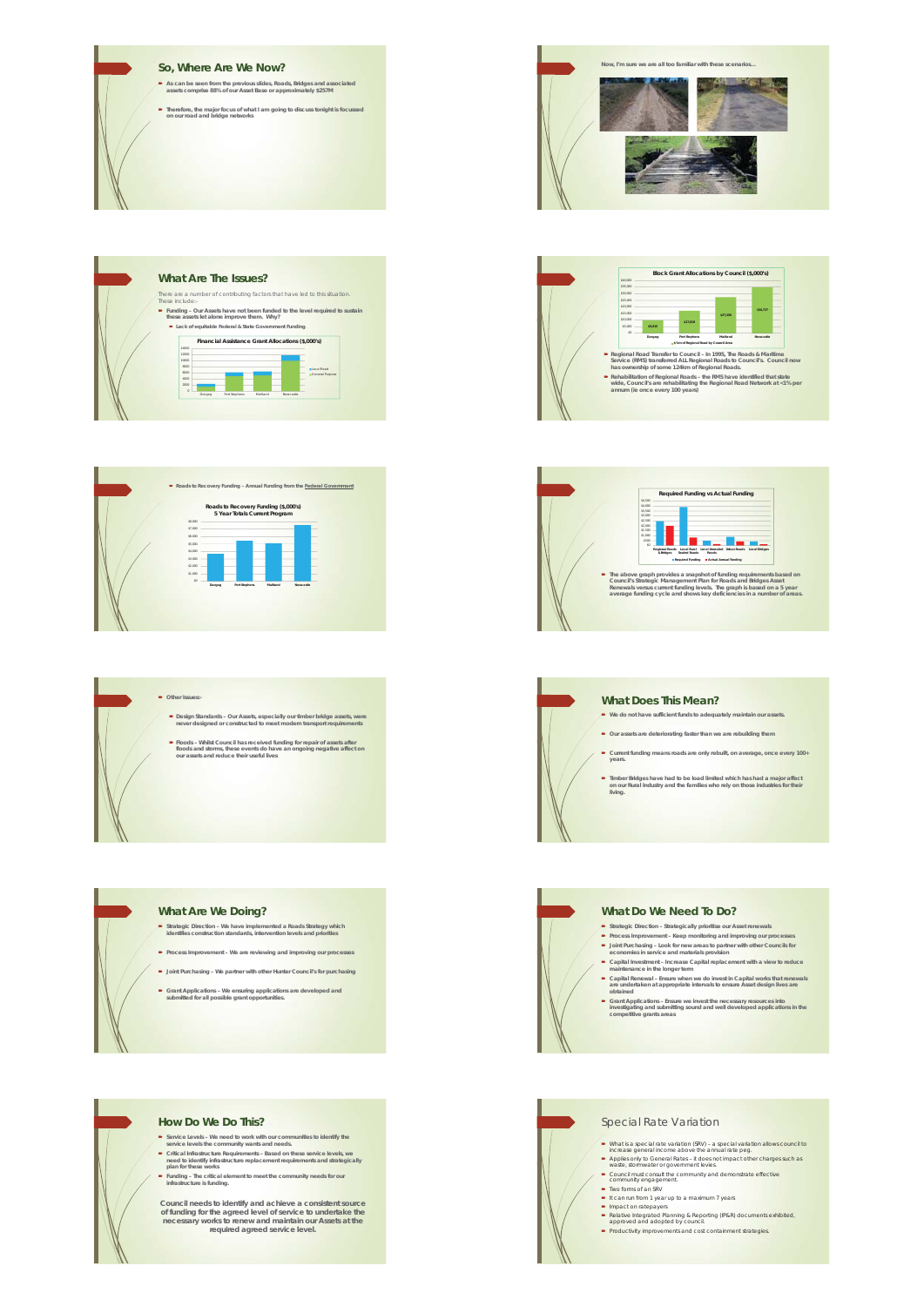## So, Where Are We Now?

- As can be seen from the previous slides, Roads, Bridges and associated assets comprise 88% of our Asset Base or approximately $257M
- Therefore, the major focus of what I am going to discuss tonight is focussed on our road and bridge networks

Now, I'm sure we are all too familiar with these scenarios...

## What Are The Issues?

There are a number of contributing factors that have led to this situation. These include:-

- Funding – Our Assets have not been funded to the level required to sustain these assets let alone improve them. Why?
  - Lack of equitable Federal & State Government Funding.

Financial Assistance Grant Allocations ($,000's)

Block Grant Allocations by Council ($,000's)

- Regional Road Transfer to Council – In 1995, The Roads & Maritime Service (RMS) transferred ALL Regional Roads to Council's. Council now has ownership of some 124km of Regional Roads.
- Rehabilitation of Regional Roads – the RMS have identified that state wide, Council's are rehabilitating the Regional Road Network at <1% per annum (ie once every 100 years)

- Roads to Recovery Funding – Annual Funding from the Federal Government

Roads to Recovery Funding ($,000's) 5 Year Totals Current Program

Required Funding vs Actual Funding

- The above graph provides a snapshot of funding requirements based on Council's Strategic Management Plan for Roads and Bridges Asset Renewals versus current funding levels. The graph is based on a 5 year average funding cycle and shows key deficiencies in a number of areas.

- Other Issues:-
  - Design Standards – Our Assets, especially our timber bridge assets, were never designed or constructed to meet modern transport requirements
  - Floods – Whilst Council has received funding for repair of assets after floods and storms, these events do have an ongoing negative affect on our assets and reduce their useful lives

## What Does This Mean?

- We do not have sufficient funds to adequately maintain our assets.
- Our assets are deteriorating faster than we are rebuilding them
- Current funding means roads are only rebuilt, on average, once every 100+ years.
- Timber Bridges have had to be load limited which has had a major affect on our Rural Industry and the families who rely on those industries for their living.

## What Are We Doing?

- Strategic Direction – We have implemented a Roads Strategy which identifies construction standards, intervention levels and priorities
- Process Improvement – We are reviewing and improving our processes
- Joint Purchasing – We partner with other Hunter Council's for purchasing
- Grant Applications – We ensuring applications are developed and submitted for all possible grant opportunities.

## What Do We Need To Do?

- Strategic Direction – Strategically prioritise our Asset renewals
- Process Improvement – Keep monitoring and improving our processes
- Joint Purchasing – Look for new areas to partner with other Councils for economies in service and materials provision
- Capital Investment – Increase Capital replacement with a view to reduce maintenance in the longer term
- Capital Renewal – Ensure when we do invest in Capital works that renewals are undertaken at appropriate intervals to ensure Asset design lives are obtained
- Grant Applications – Ensure we invest the necessary resources into investigating and submitting sound and well developed applications in the competitive grants areas

## How Do We Do This?

- Service Levels – We need to work with our communities to identify the service levels the community wants and needs.
- Critical Infrastructure Requirements – Based on these service levels, we need to identify infrastructure replacement requirements and strategically plan for these works
- Funding – The critical element to meet the community needs for our infrastructure is funding.

**Council needs to identify and achieve a consistent source of funding for the agreed level of service to undertake the necessary works to renew and maintain our Assets at the required agreed service level.**

## Special Rate Variation

- What is a special rate variation (SRV) – a special variation allows council to increase general income above the annual rate peg.
- Applies only to General Rates - it does not impact other charges such as waste, stormwater or government levies.
- Council must consult the community and demonstrate effective community engagement.
- Two forms of an SRV
- It can run from 1 year up to a maximum 7 years
- Impact on ratepayers
- Relative Integrated Planning & Reporting (IP&R) documents exhibited, approved and adopted by council.
- Productivity improvements and cost containment strategies.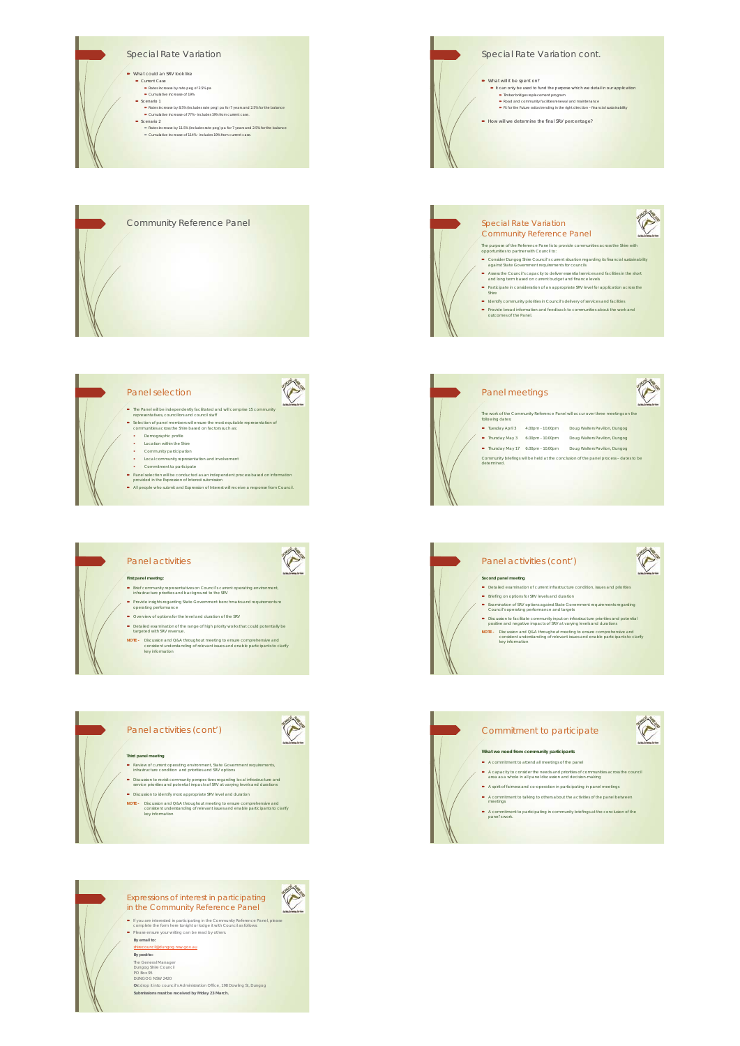## Special Rate Variation

- What could an SRV look like
  - Current Case
    - Rates increase by rate peg of 2.5% pa
    - Cumulative increase of 19%
  - Scenario 1
    - Rates increase by 8.5% (includes rate peg) pa for 7 years and 2.5% for the balance
    - Cumulative increase of 77% - includes 19% from current case.
  - Scenario 2
    - Rates increase by 11.5% (includes rate peg) pa for 7 years and 2.5% for the balance
    - Cumulative increase of 114% - includes 19% from current case.

## Special Rate Variation cont.

- What will it be spent on?
  - It can only be used to fund the purpose which we detail in our application
    - Timber bridges replacement program
    - Road and community facilities renewal and maintenance
    - Fit for the Future ratios trending in the right direction – financial sustainability
- How will we determine the final SRV percentage?

## Community Reference Panel

## Special Rate Variation Community Reference Panel

The purpose of the Reference Panel is to provide communities across the Shire with opportunities to partner with Council to:

- Consider Dungog Shire Council's current situation regarding its financial sustainability against State Government requirements for councils
- Assess the Council's capacity to deliver essential services and facilities in the short and long term based on current budget and finance levels
- Participate in consideration of an appropriate SRV level for application across the Shire
- Identify community priorities in Council's delivery of services and facilities
- Provide broad information and feedback to communities about the work and outcomes of the Panel.

## Panel selection

- The Panel will be independently facilitated and will comprise 15 community representatives, councillors and council staff
- Selection of panel members will ensure the most equitable representation of communities across the Shire based on factors such as;
  - Demographic profile
  - Location within the Shire
  - Community participation
  - Local community representation and involvement
  - Commitment to participate
- Panel selection will be conducted as an independent process based on information provided in the Expression of Interest submission
- All people who submit and Expression of Interest will receive a response from Council.

## Panel meetings

The work of the Community Reference Panel will occur over three meetings on the following dates:

- Tuesday April 3 — 4.00pm - 10.00pm — Doug Walters Pavilion, Dungog
- Thursday May 3 — 6.00pm - 10.00pm — Doug Walters Pavilion, Dungog
- Thursday May 17 — 6.00pm - 10.00pm — Doug Walters Pavilion, Dungog

Community briefings will be held at the conclusion of the panel process – dates to be determined.

## Panel activities

**First panel meeting:**

- Brief community representatives on Council's current operating environment, infrastructure priorities and background to the SRV
- Provide insights regarding State Government benchmarks and requirements re operating performance
- Overview of options for the level and duration of the SRV
- Detailed examination of the range of high priority works that could potentially be targeted with SRV revenue.

**NOTE** – Discussion and Q&A throughout meeting to ensure comprehensive and consistent understanding of relevant issues and enable participants to clarify key information

## Panel activities (cont')

**Second panel meeting**

- Detailed examination of current infrastructure condition, issues and priorities
- Briefing on options for SRV levels and duration
- Examination of SRV options against State Government requirements regarding Council's operating performance and targets
- Discussion to facilitate community input on infrastructure priorities and potential positive and negative impacts of SRV at varying levels and durations

**NOTE** – Discussion and Q&A throughout meeting to ensure comprehensive and consistent understanding of relevant issues and enable participants to clarify key information

## Panel activities (cont')

**Third panel meeting**

- Review of current operating environment, State Government requirements, infrastructure condition and priorities and SRV options
- Discussion to revisit community perspectives regarding local infrastructure and service priorities and potential impacts of SRV at varying levels and durations
- Discussion to identify most appropriate SRV level and duration

**NOTE** – Discussion and Q&A throughout meeting to ensure comprehensive and consistent understanding of relevant issues and enable participants to clarify key information

## Commitment to participate

**What we need from community participants**

- A commitment to attend all meetings of the panel
- A capacity to consider the needs and priorities of communities across the council area as a whole in all panel discussion and decision-making
- A spirit of fairness and co-operation in participating in panel meetings
- A commitment to talking to others about the activities of the panel between meetings
- A commitment to participating in community briefings at the conclusion of the panel's work.

## Expressions of interest in participating in the Community Reference Panel

- If you are interested in participating in the Community Reference Panel, please complete the form here tonight or lodge it with Council as follows:
- Please ensure your writing can be read by others.

**By email to:**

shirecouncil@dungog.nsw.gov.au

**By post to:**

The General Manager
Dungog Shire Council
PO Box 95
DUNGOG NSW 2420

**Or:** drop it into council's Administration Office, 198 Dowling St, Dungog

**Submissions must be received by Friday 23 March.**